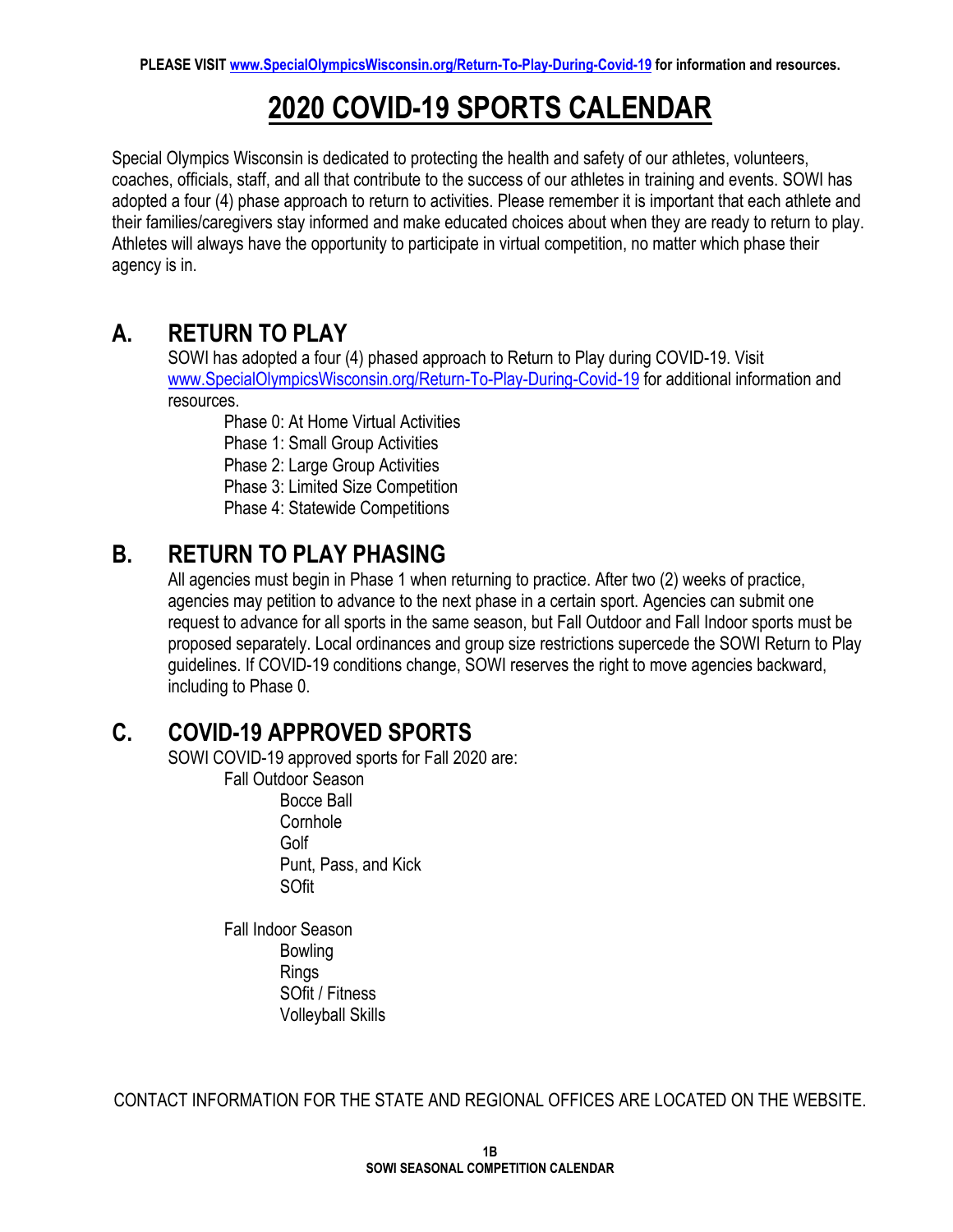**PLEASE VISIT www.SpecialOlympicsWisconsin.org/Return-To-Play-During-Covid-19 for information and resources.**

# 2020 COVID-19 SPORTS CALENDAR

Special Olympics Wisconsin is dedicated to protecting the health and safety of our athletes, volunteers, coaches, officials, staff, and all that contribute to the success of our athletes in training and events. SOWI has adopted a four (4) phase approach to return to activities. Please remember it is important that each athlete and their families/caregivers stay informed and make educated choices about when they are ready to return to play. Athletes will always have the opportunity to participate in virtual competition, no matter which phase their agency is in.

## A. RETURN TO PLAY

SOWI has adopted a four (4) phased approach to Return to Play during COVID-19. Visit www.SpecialOlympicsWisconsin.org/Return-To-Play-During-Covid-19 for additional information and resources.

- Phase 0: At Home Virtual Activities
- Phase 1: Small Group Activities
- Phase 2: Large Group Activities
- Phase 3: Limited Size Competition
- Phase 4: Statewide Competitions

## B. RETURN TO PLAY PHASING

All agencies must begin in Phase 1 when returning to practice. After two (2) weeks of practice, agencies may petition to advance to the next phase in a certain sport. Agencies can submit one request to advance for all sports in the same season, but Fall Outdoor and Fall Indoor sports must be proposed separately. Local ordinances and group size restrictions supercede the SOWI Return to Play guidelines. If COVID-19 conditions change, SOWI reserves the right to move agencies backward, including to Phase 0.

## C. COVID-19 APPROVED SPORTS

SOWI COVID-19 approved sports for Fall 2020 are:

- Fall Outdoor Season
  - Bocce Ball
  - Cornhole
  - Golf
  - Punt, Pass, and Kick
  - SOfit
- Fall Indoor Season
  - Bowling
  - Rings
  - SOfit / Fitness
  - Volleyball Skills

CONTACT INFORMATION FOR THE STATE AND REGIONAL OFFICES ARE LOCATED ON THE WEBSITE.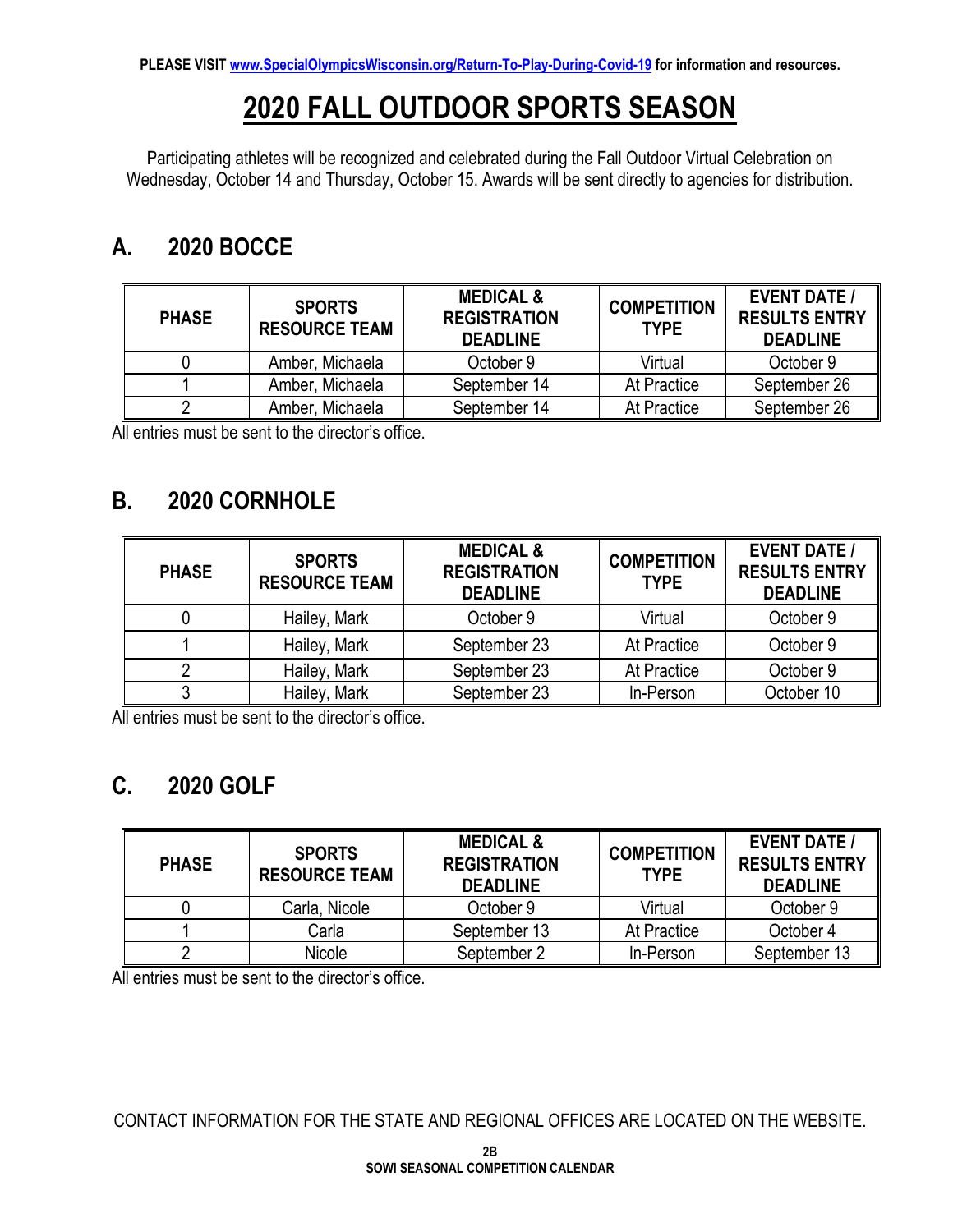PLEASE VISIT www.SpecialOlympicsWisconsin.org/Return-To-Play-During-Covid-19 for information and resources.

# 2020 FALL OUTDOOR SPORTS SEASON

Participating athletes will be recognized and celebrated during the Fall Outdoor Virtual Celebration on Wednesday, October 14 and Thursday, October 15. Awards will be sent directly to agencies for distribution.

## A. 2020 BOCCE

| PHASE | SPORTS RESOURCE TEAM | MEDICAL & REGISTRATION DEADLINE | COMPETITION TYPE | EVENT DATE / RESULTS ENTRY DEADLINE |
|---|---|---|---|---|
| 0 | Amber, Michaela | October 9 | Virtual | October 9 |
| 1 | Amber, Michaela | September 14 | At Practice | September 26 |
| 2 | Amber, Michaela | September 14 | At Practice | September 26 |

All entries must be sent to the director's office.

## B. 2020 CORNHOLE

| PHASE | SPORTS RESOURCE TEAM | MEDICAL & REGISTRATION DEADLINE | COMPETITION TYPE | EVENT DATE / RESULTS ENTRY DEADLINE |
|---|---|---|---|---|
| 0 | Hailey, Mark | October 9 | Virtual | October 9 |
| 1 | Hailey, Mark | September 23 | At Practice | October 9 |
| 2 | Hailey, Mark | September 23 | At Practice | October 9 |
| 3 | Hailey, Mark | September 23 | In-Person | October 10 |

All entries must be sent to the director's office.

## C. 2020 GOLF

| PHASE | SPORTS RESOURCE TEAM | MEDICAL & REGISTRATION DEADLINE | COMPETITION TYPE | EVENT DATE / RESULTS ENTRY DEADLINE |
|---|---|---|---|---|
| 0 | Carla, Nicole | October 9 | Virtual | October 9 |
| 1 | Carla | September 13 | At Practice | October 4 |
| 2 | Nicole | September 2 | In-Person | September 13 |

All entries must be sent to the director's office.

CONTACT INFORMATION FOR THE STATE AND REGIONAL OFFICES ARE LOCATED ON THE WEBSITE.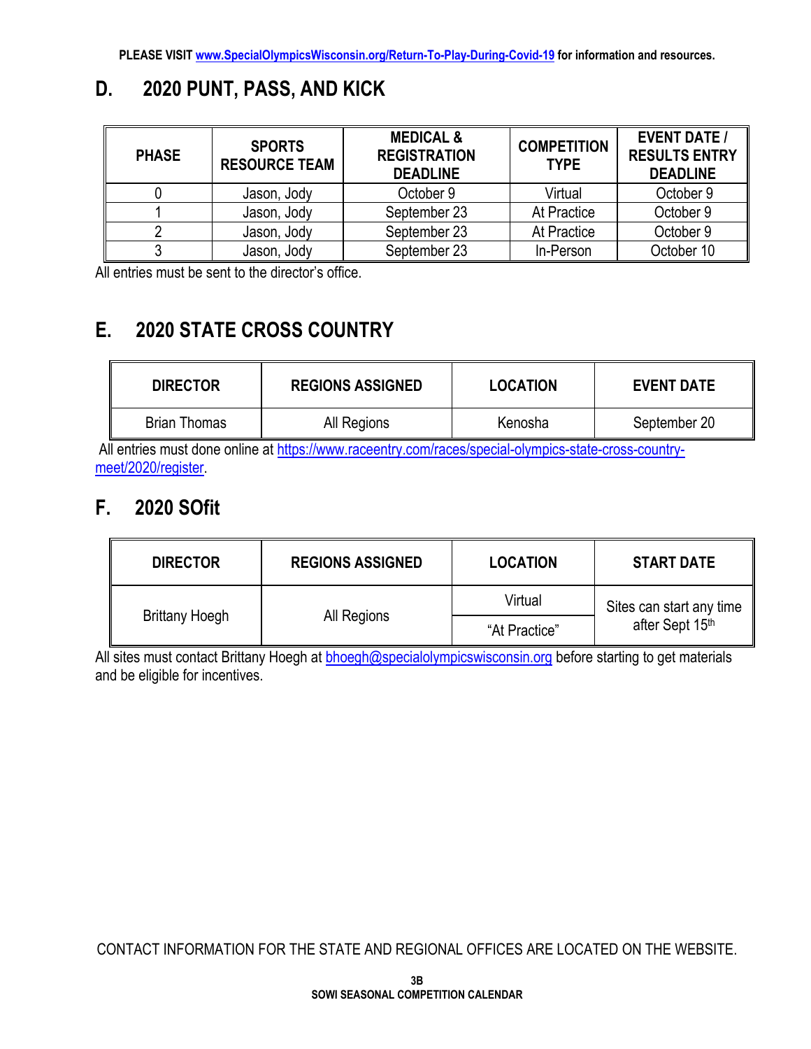PLEASE VISIT www.SpecialOlympicsWisconsin.org/Return-To-Play-During-Covid-19 for information and resources.

## D. 2020 PUNT, PASS, AND KICK

| PHASE | SPORTS RESOURCE TEAM | MEDICAL & REGISTRATION DEADLINE | COMPETITION TYPE | EVENT DATE / RESULTS ENTRY DEADLINE |
|---|---|---|---|---|
| 0 | Jason, Jody | October 9 | Virtual | October 9 |
| 1 | Jason, Jody | September 23 | At Practice | October 9 |
| 2 | Jason, Jody | September 23 | At Practice | October 9 |
| 3 | Jason, Jody | September 23 | In-Person | October 10 |

All entries must be sent to the director's office.

## E. 2020 STATE CROSS COUNTRY

| DIRECTOR | REGIONS ASSIGNED | LOCATION | EVENT DATE |
|---|---|---|---|
| Brian Thomas | All Regions | Kenosha | September 20 |

All entries must done online at https://www.raceentry.com/races/special-olympics-state-cross-country-meet/2020/register.

## F. 2020 SOfit

| DIRECTOR | REGIONS ASSIGNED | LOCATION | START DATE |
|---|---|---|---|
| Brittany Hoegh | All Regions | Virtual | Sites can start any time after Sept 15th |
| | | "At Practice" | |

All sites must contact Brittany Hoegh at bhoegh@specialolympicswisconsin.org before starting to get materials and be eligible for incentives.

CONTACT INFORMATION FOR THE STATE AND REGIONAL OFFICES ARE LOCATED ON THE WEBSITE.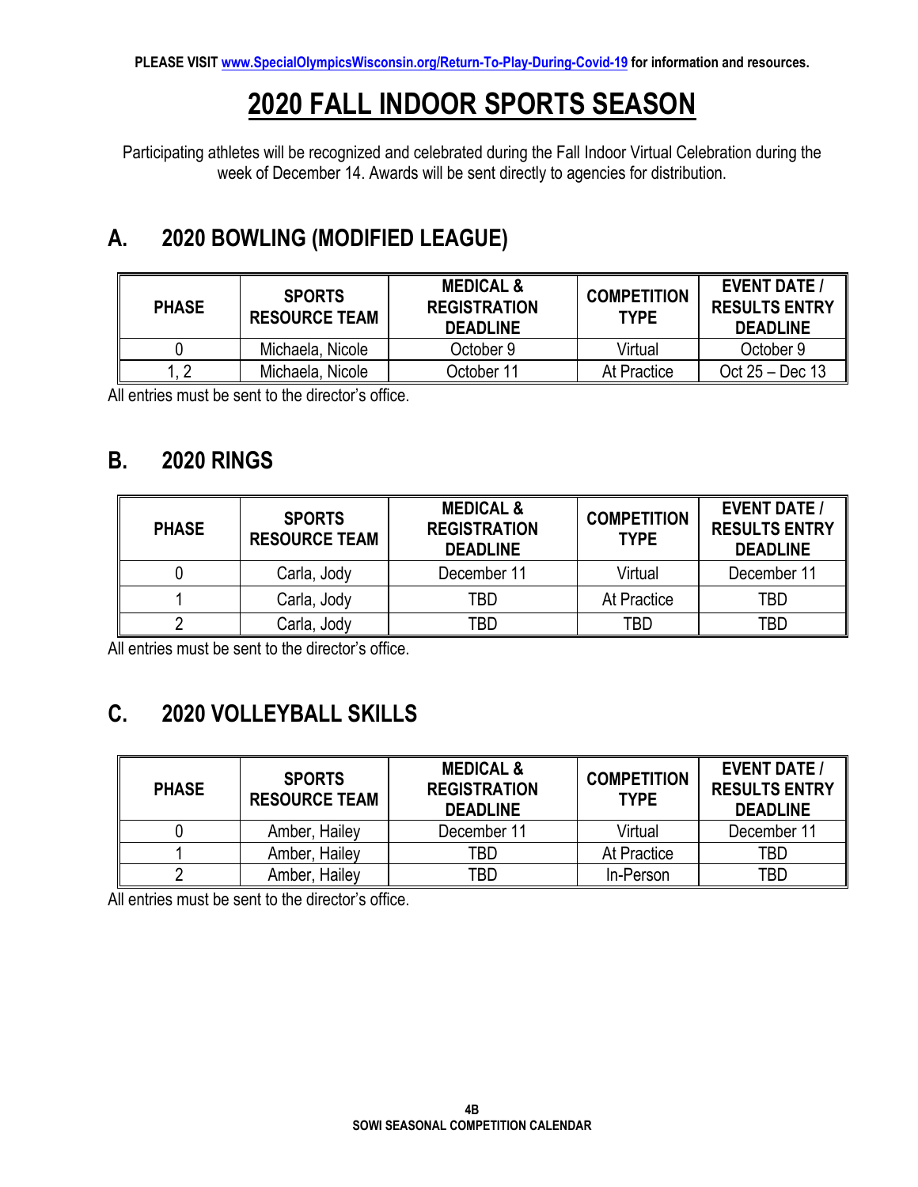PLEASE VISIT www.SpecialOlympicsWisconsin.org/Return-To-Play-During-Covid-19 for information and resources.

# 2020 FALL INDOOR SPORTS SEASON

Participating athletes will be recognized and celebrated during the Fall Indoor Virtual Celebration during the week of December 14. Awards will be sent directly to agencies for distribution.

## A. 2020 BOWLING (MODIFIED LEAGUE)

| PHASE | SPORTS RESOURCE TEAM | MEDICAL & REGISTRATION DEADLINE | COMPETITION TYPE | EVENT DATE / RESULTS ENTRY DEADLINE |
|---|---|---|---|---|
| 0 | Michaela, Nicole | October 9 | Virtual | October 9 |
| 1, 2 | Michaela, Nicole | October 11 | At Practice | Oct 25 – Dec 13 |

All entries must be sent to the director's office.

## B. 2020 RINGS

| PHASE | SPORTS RESOURCE TEAM | MEDICAL & REGISTRATION DEADLINE | COMPETITION TYPE | EVENT DATE / RESULTS ENTRY DEADLINE |
|---|---|---|---|---|
| 0 | Carla, Jody | December 11 | Virtual | December 11 |
| 1 | Carla, Jody | TBD | At Practice | TBD |
| 2 | Carla, Jody | TBD | TBD | TBD |

All entries must be sent to the director's office.

## C. 2020 VOLLEYBALL SKILLS

| PHASE | SPORTS RESOURCE TEAM | MEDICAL & REGISTRATION DEADLINE | COMPETITION TYPE | EVENT DATE / RESULTS ENTRY DEADLINE |
|---|---|---|---|---|
| 0 | Amber, Hailey | December 11 | Virtual | December 11 |
| 1 | Amber, Hailey | TBD | At Practice | TBD |
| 2 | Amber, Hailey | TBD | In-Person | TBD |

All entries must be sent to the director's office.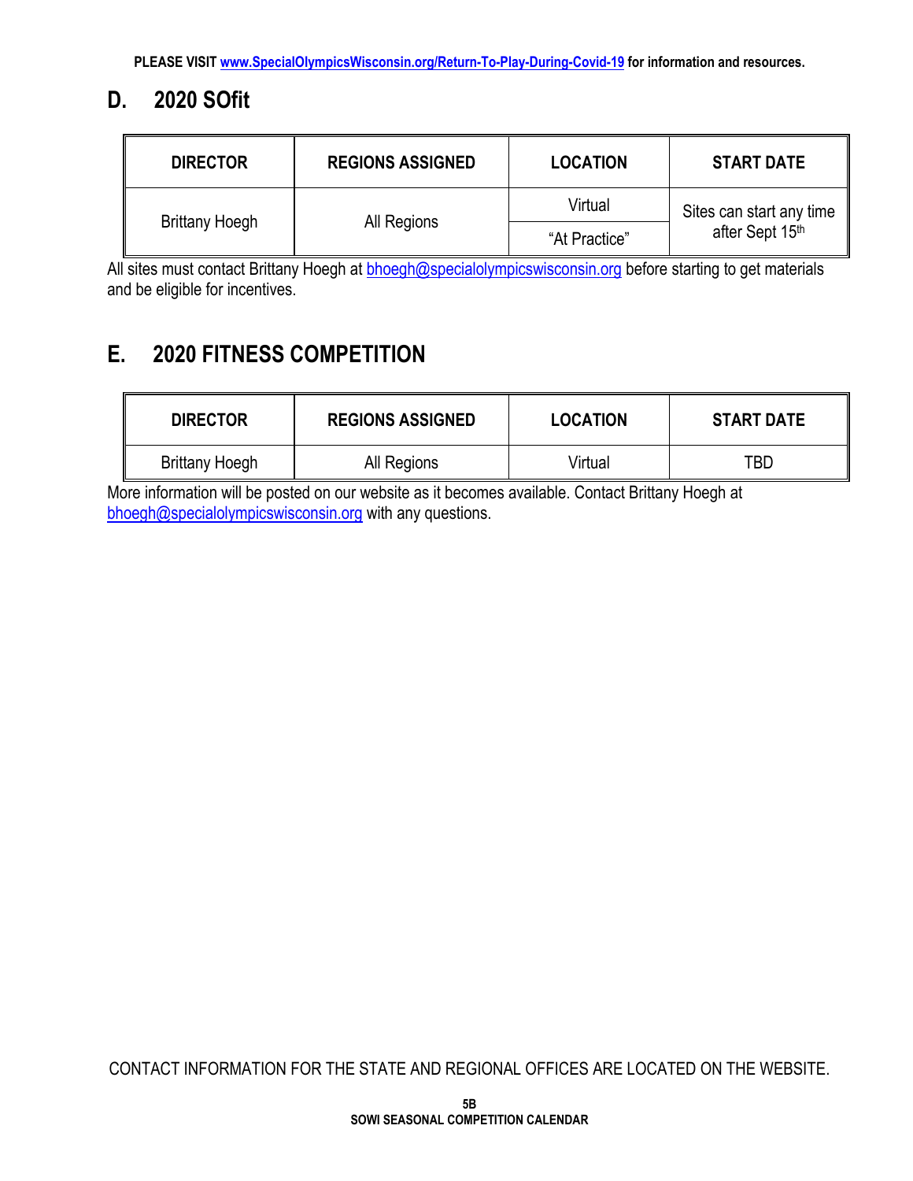**PLEASE VISIT www.SpecialOlympicsWisconsin.org/Return-To-Play-During-Covid-19 for information and resources.**

## D. 2020 SOfit

| DIRECTOR | REGIONS ASSIGNED | LOCATION | START DATE |
|---|---|---|---|
| Brittany Hoegh | All Regions | Virtual | Sites can start any time after Sept 15th |
| | | "At Practice" | |

All sites must contact Brittany Hoegh at bhoegh@specialolympicswisconsin.org before starting to get materials and be eligible for incentives.

## E. 2020 FITNESS COMPETITION

| DIRECTOR | REGIONS ASSIGNED | LOCATION | START DATE |
|---|---|---|---|
| Brittany Hoegh | All Regions | Virtual | TBD |

More information will be posted on our website as it becomes available. Contact Brittany Hoegh at bhoegh@specialolympicswisconsin.org with any questions.

CONTACT INFORMATION FOR THE STATE AND REGIONAL OFFICES ARE LOCATED ON THE WEBSITE.